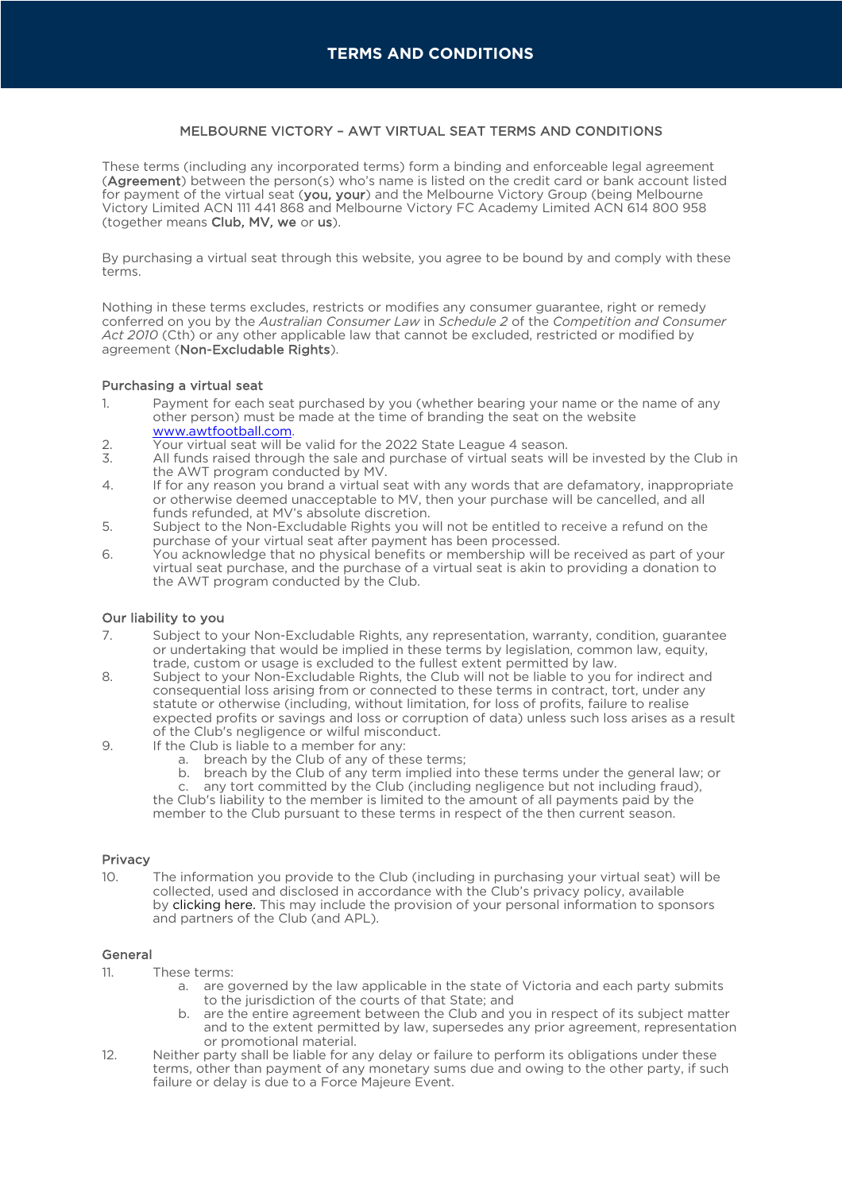# TERMS AND CONDITIONS

## MELBOURNE VICTORY – AWT VIRTUAL SEAT TERMS AND CONDITIONS

These terms (including any incorporated terms) form a binding and enforceable legal agreement (**Agreement**) between the person(s) who's name is listed on the credit card or bank account listed for payment of the virtual seat (**you, your**) and the Melbourne Victory Group (being Melbourne Victory Limited ACN 111 441 868 and Melbourne Victory FC Academy Limited ACN 614 800 958 (together means **Club, MV, we** or **us**).

By purchasing a virtual seat through this website, you agree to be bound by and comply with these terms.

Nothing in these terms excludes, restricts or modifies any consumer guarantee, right or remedy conferred on you by the *Australian Consumer Law* in *Schedule 2* of the *Competition and Consumer Act 2010* (Cth) or any other applicable law that cannot be excluded, restricted or modified by agreement (**Non-Excludable Rights**).

### Purchasing a virtual seat

1. Payment for each seat purchased by you (whether bearing your name or the name of any other person) must be made at the time of branding the seat on the website [www.awtfootball.com](www.awtfootball.com).
2. Your virtual seat will be valid for the 2022 State League 4 season.
3. All funds raised through the sale and purchase of virtual seats will be invested by the Club in the AWT program conducted by MV.
4. If for any reason you brand a virtual seat with any words that are defamatory, inappropriate or otherwise deemed unacceptable to MV, then your purchase will be cancelled, and all funds refunded, at MV's absolute discretion.
5. Subject to the Non-Excludable Rights you will not be entitled to receive a refund on the purchase of your virtual seat after payment has been processed.
6. You acknowledge that no physical benefits or membership will be received as part of your virtual seat purchase, and the purchase of a virtual seat is akin to providing a donation to the AWT program conducted by the Club.

### Our liability to you

7. Subject to your Non-Excludable Rights, any representation, warranty, condition, guarantee or undertaking that would be implied in these terms by legislation, common law, equity, trade, custom or usage is excluded to the fullest extent permitted by law.
8. Subject to your Non-Excludable Rights, the Club will not be liable to you for indirect and consequential loss arising from or connected to these terms in contract, tort, under any statute or otherwise (including, without limitation, for loss of profits, failure to realise expected profits or savings and loss or corruption of data) unless such loss arises as a result of the Club's negligence or wilful misconduct.
9. If the Club is liable to a member for any:
   a. breach by the Club of any of these terms;
   b. breach by the Club of any term implied into these terms under the general law; or
   c. any tort committed by the Club (including negligence but not including fraud),

   the Club's liability to the member is limited to the amount of all payments paid by the member to the Club pursuant to these terms in respect of the then current season.

### Privacy

10. The information you provide to the Club (including in purchasing your virtual seat) will be collected, used and disclosed in accordance with the Club's privacy policy, available by clicking here. This may include the provision of your personal information to sponsors and partners of the Club (and APL).

### General

11. These terms:
    a. are governed by the law applicable in the state of Victoria and each party submits to the jurisdiction of the courts of that State; and
    b. are the entire agreement between the Club and you in respect of its subject matter and to the extent permitted by law, supersedes any prior agreement, representation or promotional material.
12. Neither party shall be liable for any delay or failure to perform its obligations under these terms, other than payment of any monetary sums due and owing to the other party, if such failure or delay is due to a Force Majeure Event.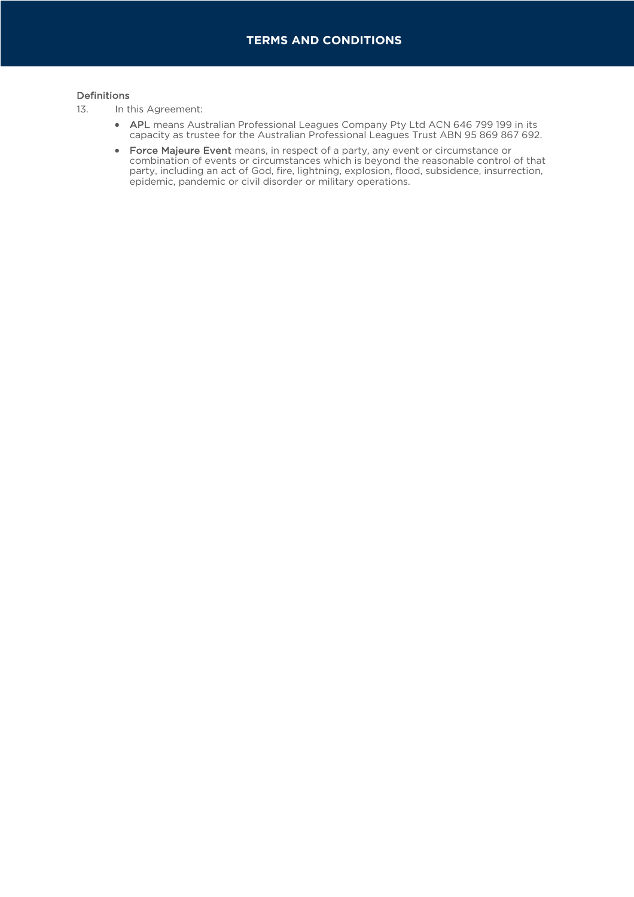# TERMS AND CONDITIONS

### Definitions

13. In this Agreement:

    - **APL** means Australian Professional Leagues Company Pty Ltd ACN 646 799 199 in its capacity as trustee for the Australian Professional Leagues Trust ABN 95 869 867 692.
    - **Force Majeure Event** means, in respect of a party, any event or circumstance or combination of events or circumstances which is beyond the reasonable control of that party, including an act of God, fire, lightning, explosion, flood, subsidence, insurrection, epidemic, pandemic or civil disorder or military operations.